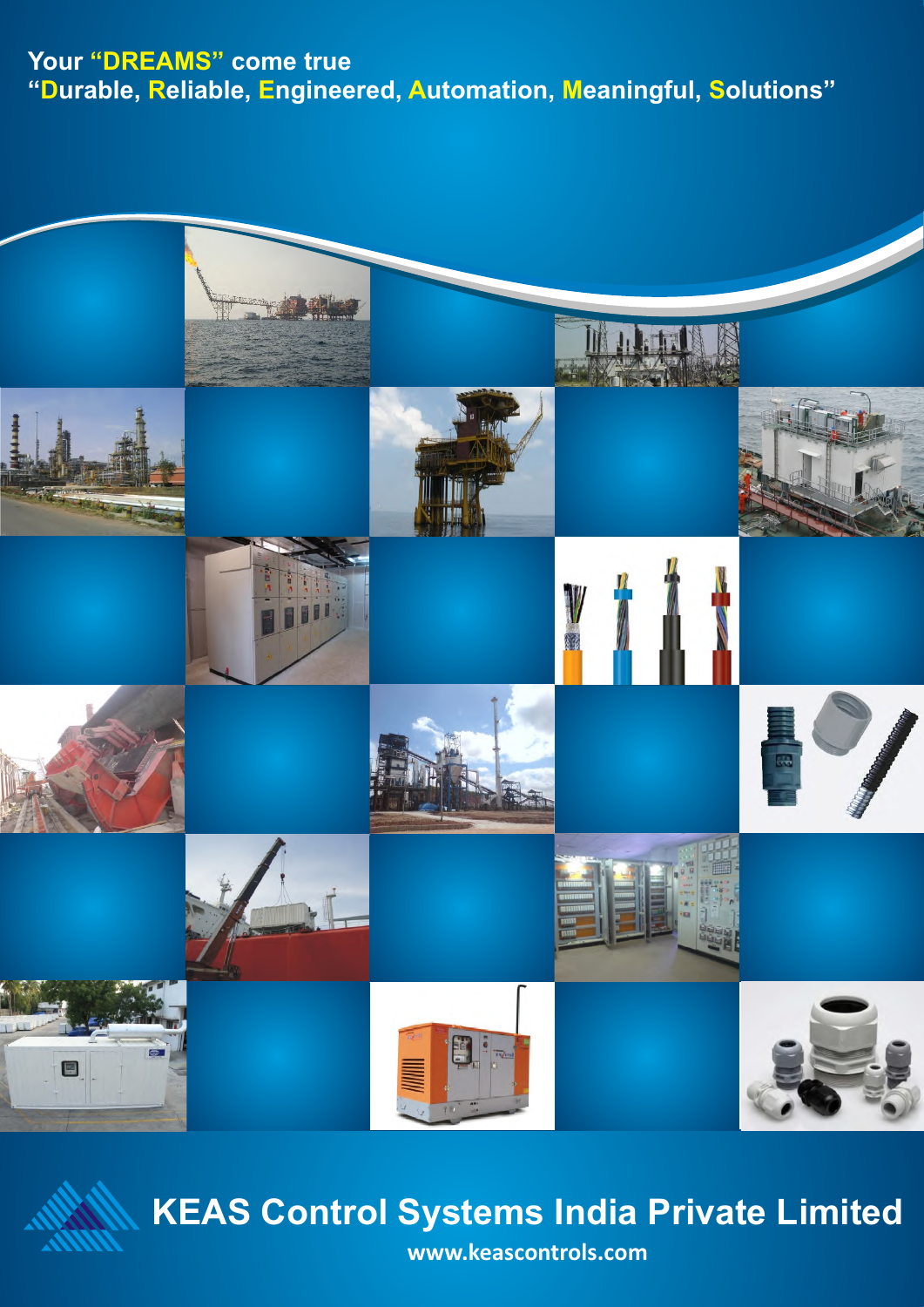Your **"DREAMS"** come true

"**D**urable, **R**eliable, **E**ngineered, **A**utomation, **M**eaningful, **S**olutions"

# KEAS Control Systems India Private Limited

**www.keascontrols.com**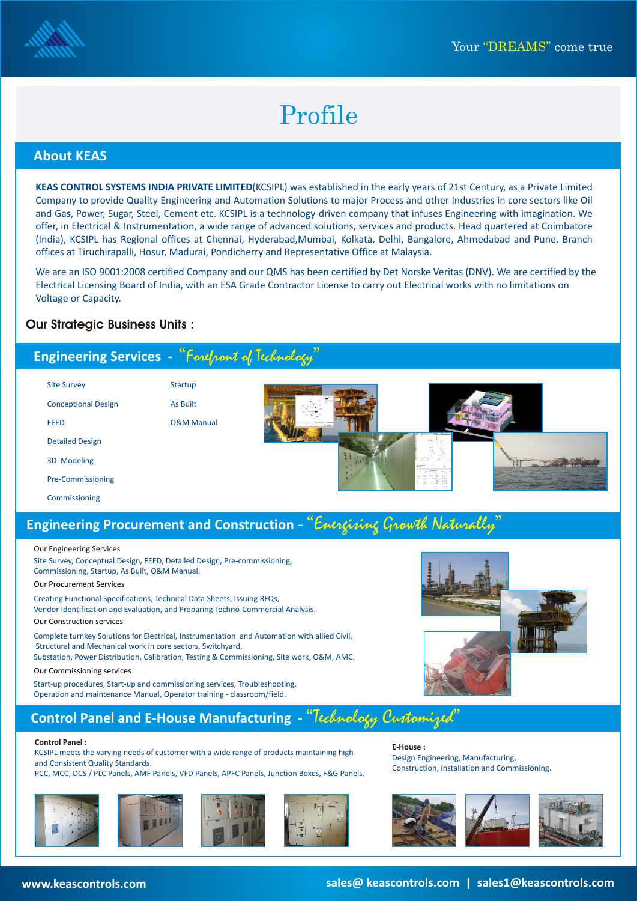Your "DREAMS" come true

# Profile

## About KEAS

**KEAS CONTROL SYSTEMS INDIA PRIVATE LIMITED**(KCSIPL) was established in the early years of 21st Century, as a Private Limited Company to provide Quality Engineering and Automation Solutions to major Process and other Industries in core sectors like Oil and Gas, Power, Sugar, Steel, Cement etc. KCSIPL is a technology-driven company that infuses Engineering with imagination. We offer, in Electrical & Instrumentation, a wide range of advanced solutions, services and products. Head quartered at Coimbatore (India), KCSIPL has Regional offices at Chennai, Hyderabad,Mumbai, Kolkata, Delhi, Bangalore, Ahmedabad and Pune. Branch offices at Tiruchirapalli, Hosur, Madurai, Pondicherry and Representative Office at Malaysia.

We are an ISO 9001:2008 certified Company and our QMS has been certified by Det Norske Veritas (DNV). We are certified by the Electrical Licensing Board of India, with an ESA Grade Contractor License to carry out Electrical works with no limitations on Voltage or Capacity.

### Our Strategic Business Units :

## Engineering Services - *"Forefront of Technology"*

- Site Survey
- Conceptional Design
- FEED
- Detailed Design
- 3D Modeling
- Pre-Commissioning
- Commissioning
- Startup
- As Built
- O&M Manual

## Engineering Procurement and Construction - *"Energising Growth Naturally"*

Our Engineering Services

Site Survey, Conceptual Design, FEED, Detailed Design, Pre-commissioning, Commissioning, Startup, As Built, O&M Manual.

Our Procurement Services

Creating Functional Specifications, Technical Data Sheets, Issuing RFQs, Vendor Identification and Evaluation, and Preparing Techno-Commercial Analysis.

Our Construction services

Complete turnkey Solutions for Electrical, Instrumentation and Automation with allied Civil, Structural and Mechanical work in core sectors, Switchyard, Substation, Power Distribution, Calibration, Testing & Commissioning, Site work, O&M, AMC.

Our Commissioning services

Start-up procedures, Start-up and commissioning services, Troubleshooting, Operation and maintenance Manual, Operator training - classroom/field.

## Control Panel and E-House Manufacturing - *"Technology Customized"*

**Control Panel :**

KCSIPL meets the varying needs of customer with a wide range of products maintaining high and Consistent Quality Standards.

PCC, MCC, DCS / PLC Panels, AMF Panels, VFD Panels, APFC Panels, Junction Boxes, F&G Panels.

**E-House :**

Design Engineering, Manufacturing, Construction, Installation and Commissioning.

www.keascontrols.com | sales@ keascontrols.com | sales1@keascontrols.com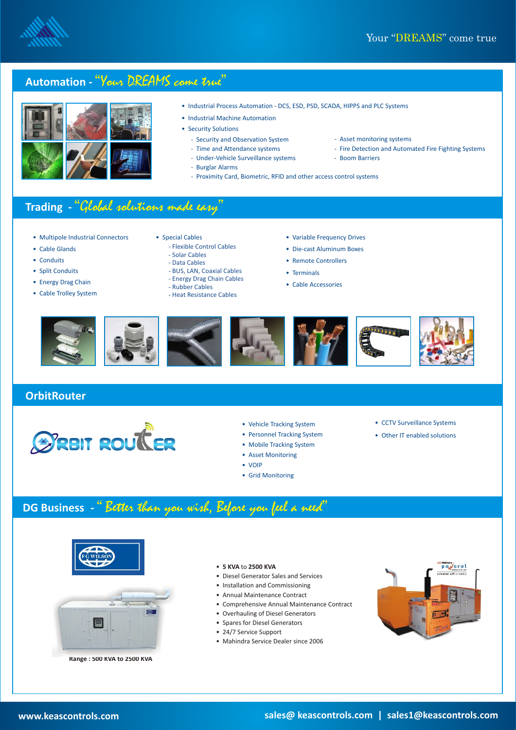Your “DREAMS” come true

## Automation - “Your DREAMS come true”

- Industrial Process Automation - DCS, ESD, PSD, SCADA, HIPPS and PLC Systems
- Industrial Machine Automation
- Security Solutions
  - Security and Observation System
  - Time and Attendance systems
  - Under-Vehicle Surveillance systems
  - Burglar Alarms
  - Proximity Card, Biometric, RFID and other access control systems
  - Asset monitoring systems
  - Fire Detection and Automated Fire Fighting Systems
  - Boom Barriers

## Trading - “Global solutions made easy”

- Multipole Industrial Connectors
- Cable Glands
- Conduits
- Split Conduits
- Energy Drag Chain
- Cable Trolley System
- Special Cables
  - Flexible Control Cables
  - Solar Cables
  - Data Cables
  - BUS, LAN, Coaxial Cables
  - Energy Drag Chain Cables
  - Rubber Cables
  - Heat Resistance Cables
- Variable Frequency Drives
- Die-cast Aluminum Boxes
- Remote Controllers
- Terminals
- Cable Accessories

## OrbitRouter

ORBIT ROUTER

- Vehicle Tracking System
- Personnel Tracking System
- Mobile Tracking System
- Asset Monitoring
- VOIP
- Grid Monitoring
- CCTV Surveillance Systems
- Other IT enabled solutions

## DG Business - “Better than you wish, Before you feel a need”

FG WILSON

Range : 500 KVA to 2500 KVA

- **5 KVA** to **2500 KVA**
- Diesel Generator Sales and Services
- Installation and Commissioning
- Annual Maintenance Contract
- Comprehensive Annual Maintenance Contract
- Overhauling of Diesel Generators
- Spares for Diesel Generators
- 24/7 Service Support
- Mahindra Service Dealer since 2006

www.keascontrols.com sales@ keascontrols.com | sales1@keascontrols.com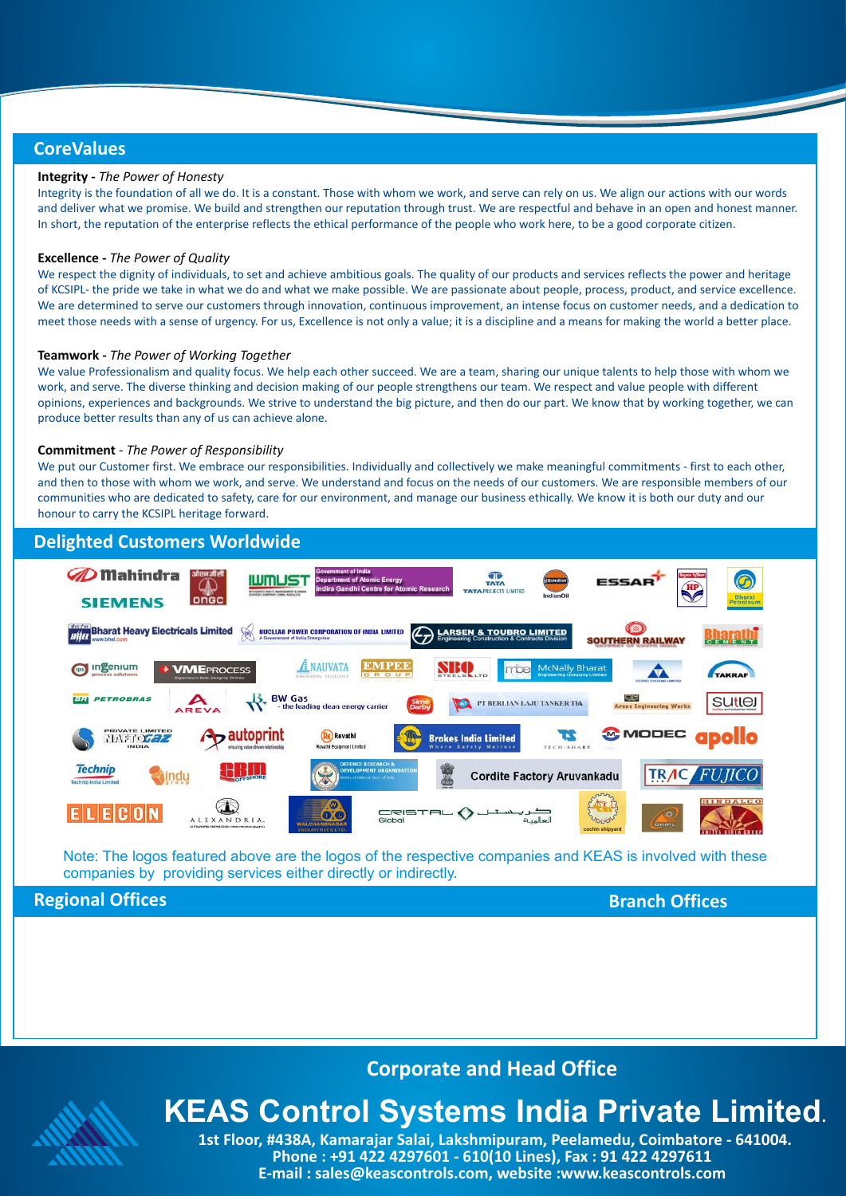## CoreValues

**Integrity -** *The Power of Honesty*

Integrity is the foundation of all we do. It is a constant. Those with whom we work, and serve can rely on us. We align our actions with our words and deliver what we promise. We build and strengthen our reputation through trust. We are respectful and behave in an open and honest manner. In short, the reputation of the enterprise reflects the ethical performance of the people who work here, to be a good corporate citizen.

**Excellence -** *The Power of Quality*

We respect the dignity of individuals, to set and achieve ambitious goals. The quality of our products and services reflects the power and heritage of KCSIPL- the pride we take in what we do and what we make possible. We are passionate about people, process, product, and service excellence. We are determined to serve our customers through innovation, continuous improvement, an intense focus on customer needs, and a dedication to meet those needs with a sense of urgency. For us, Excellence is not only a value; it is a discipline and a means for making the world a better place.

**Teamwork -** *The Power of Working Together*

We value Professionalism and quality focus. We help each other succeed. We are a team, sharing our unique talents to help those with whom we work, and serve. The diverse thinking and decision making of our people strengthens our team. We respect and value people with different opinions, experiences and backgrounds. We strive to understand the big picture, and then do our part. We know that by working together, we can produce better results than any of us can achieve alone.

**Commitment** - *The Power of Responsibility*

We put our Customer first. We embrace our responsibilities. Individually and collectively we make meaningful commitments - first to each other, and then to those with whom we work, and serve. We understand and focus on the needs of our customers. We are responsible members of our communities who are dedicated to safety, care for our environment, and manage our business ethically. We know it is both our duty and our honour to carry the KCSIPL heritage forward.

## Delighted Customers Worldwide

Mahindra, SIEMENS, ONGC, IWMUST, Government of India Department of Atomic Energy Indira Gandhi Centre for Atomic Research, TATA PROJECTS LIMITED, IndianOil, ESSAR, HP, Bharat Petroleum, Bharat Heavy Electricals Limited, Nuclear Power Corporation of India Limited, Larsen & Toubro Limited, Southern Railway, Bharathi Cement, ingenium process solutions, VME Process, Nauvata, Empee Group, SBQ Steels Ltd, McNally Bharat Engineering Company Limited, Tecpro Systems Limited, Takraf, Petrobras, Areva, BW Gas - the leading clean energy carrier, Sime Darby, PT Berlian Laju Tanker Tbk, Aruna Engineering Works, Sutlej, Naftogaz, autoprint, Revathi, Brakes India Limited, Tech-Sharp, MODEC, apollo, Technip India Limited, indu group, SBM Offshore, Defence Research & Development Organisation, Cordite Factory Aruvankadu, TRAC, FUJICO, ELECON, Alexandria, Walchandnagar Industries Ltd., Cristal Global, cochin shipyard, GRIPL, Hindalco

Note: The logos featured above are the logos of the respective companies and KEAS is involved with these companies by providing services either directly or indirectly.

## Regional Offices

## Branch Offices

## Corporate and Head Office

# KEAS Control Systems India Private Limited.

1st Floor, #438A, Kamarajar Salai, Lakshmipuram, Peelamedu, Coimbatore - 641004.
Phone : +91 422 4297601 - 610(10 Lines), Fax : 91 422 4297611
E-mail : sales@keascontrols.com, website :www.keascontrols.com